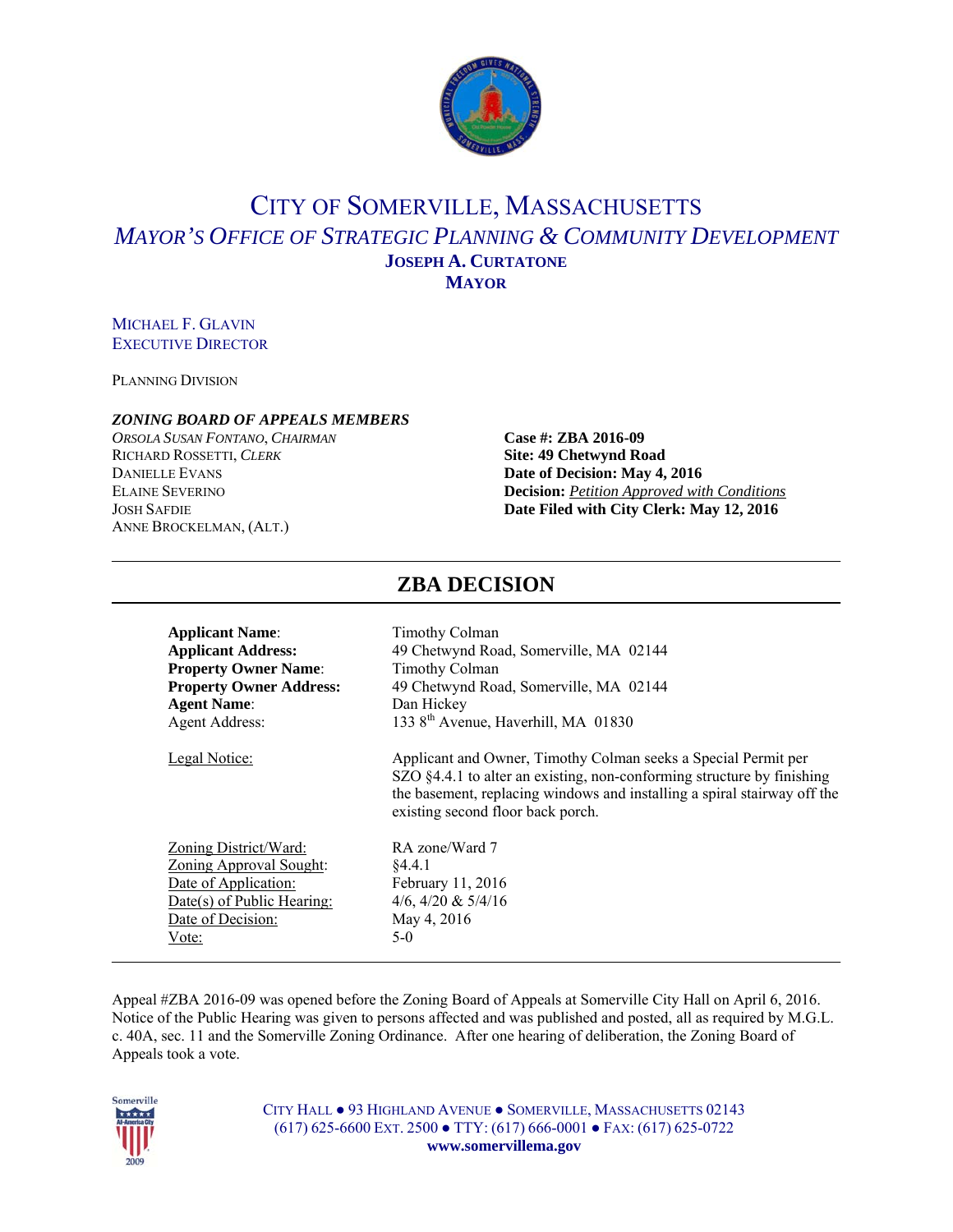# CITY OF SOMERVILLE, MASSACHUSETTS

## *MAYOR'S OFFICE OF STRATEGIC PLANNING & COMMUNITY DEVELOPMENT*

**JOSEPH A. CURTATONE**
**MAYOR**

MICHAEL F. GLAVIN
EXECUTIVE DIRECTOR

PLANNING DIVISION

***ZONING BOARD OF APPEALS MEMBERS***

*ORSOLA SUSAN FONTANO, CHAIRMAN*
RICHARD ROSSETTI, *CLERK*
DANIELLE EVANS
ELAINE SEVERINO
JOSH SAFDIE
ANNE BROCKELMAN, (ALT.)

**Case #: ZBA 2016-09**
**Site: 49 Chetwynd Road**
**Date of Decision: May 4, 2016**
**Decision:** *Petition Approved with Conditions*
**Date Filed with City Clerk: May 12, 2016**

## ZBA DECISION

| | |
|---|---|
| **Applicant Name**: | Timothy Colman |
| **Applicant Address:** | 49 Chetwynd Road, Somerville, MA 02144 |
| **Property Owner Name**: | Timothy Colman |
| **Property Owner Address:** | 49 Chetwynd Road, Somerville, MA 02144 |
| **Agent Name**: | Dan Hickey |
| Agent Address: | 133 8th Avenue, Haverhill, MA 01830 |
| Legal Notice: | Applicant and Owner, Timothy Colman seeks a Special Permit per SZO §4.4.1 to alter an existing, non-conforming structure by finishing the basement, replacing windows and installing a spiral stairway off the existing second floor back porch. |
| Zoning District/Ward: | RA zone/Ward 7 |
| Zoning Approval Sought: | §4.4.1 |
| Date of Application: | February 11, 2016 |
| Date(s) of Public Hearing: | 4/6, 4/20 & 5/4/16 |
| Date of Decision: | May 4, 2016 |
| Vote: | 5-0 |

Appeal #ZBA 2016-09 was opened before the Zoning Board of Appeals at Somerville City Hall on April 6, 2016. Notice of the Public Hearing was given to persons affected and was published and posted, all as required by M.G.L. c. 40A, sec. 11 and the Somerville Zoning Ordinance. After one hearing of deliberation, the Zoning Board of Appeals took a vote.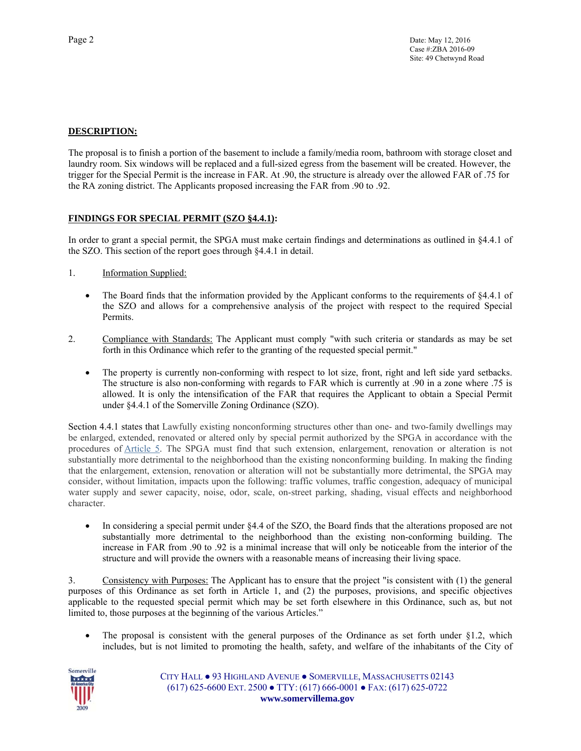**DESCRIPTION:**

The proposal is to finish a portion of the basement to include a family/media room, bathroom with storage closet and laundry room. Six windows will be replaced and a full-sized egress from the basement will be created. However, the trigger for the Special Permit is the increase in FAR. At .90, the structure is already over the allowed FAR of .75 for the RA zoning district. The Applicants proposed increasing the FAR from .90 to .92.

**FINDINGS FOR SPECIAL PERMIT (SZO §4.4.1):**

In order to grant a special permit, the SPGA must make certain findings and determinations as outlined in §4.4.1 of the SZO. This section of the report goes through §4.4.1 in detail.

1. Information Supplied:

- The Board finds that the information provided by the Applicant conforms to the requirements of §4.4.1 of the SZO and allows for a comprehensive analysis of the project with respect to the required Special Permits.

2. Compliance with Standards: The Applicant must comply "with such criteria or standards as may be set forth in this Ordinance which refer to the granting of the requested special permit."

- The property is currently non-conforming with respect to lot size, front, right and left side yard setbacks. The structure is also non-conforming with regards to FAR which is currently at .90 in a zone where .75 is allowed. It is only the intensification of the FAR that requires the Applicant to obtain a Special Permit under §4.4.1 of the Somerville Zoning Ordinance (SZO).

Section 4.4.1 states that Lawfully existing nonconforming structures other than one- and two-family dwellings may be enlarged, extended, renovated or altered only by special permit authorized by the SPGA in accordance with the procedures of Article 5. The SPGA must find that such extension, enlargement, renovation or alteration is not substantially more detrimental to the neighborhood than the existing nonconforming building. In making the finding that the enlargement, extension, renovation or alteration will not be substantially more detrimental, the SPGA may consider, without limitation, impacts upon the following: traffic volumes, traffic congestion, adequacy of municipal water supply and sewer capacity, noise, odor, scale, on-street parking, shading, visual effects and neighborhood character.

- In considering a special permit under §4.4 of the SZO, the Board finds that the alterations proposed are not substantially more detrimental to the neighborhood than the existing non-conforming building. The increase in FAR from .90 to .92 is a minimal increase that will only be noticeable from the interior of the structure and will provide the owners with a reasonable means of increasing their living space.

3. Consistency with Purposes: The Applicant has to ensure that the project "is consistent with (1) the general purposes of this Ordinance as set forth in Article 1, and (2) the purposes, provisions, and specific objectives applicable to the requested special permit which may be set forth elsewhere in this Ordinance, such as, but not limited to, those purposes at the beginning of the various Articles."

- The proposal is consistent with the general purposes of the Ordinance as set forth under §1.2, which includes, but is not limited to promoting the health, safety, and welfare of the inhabitants of the City of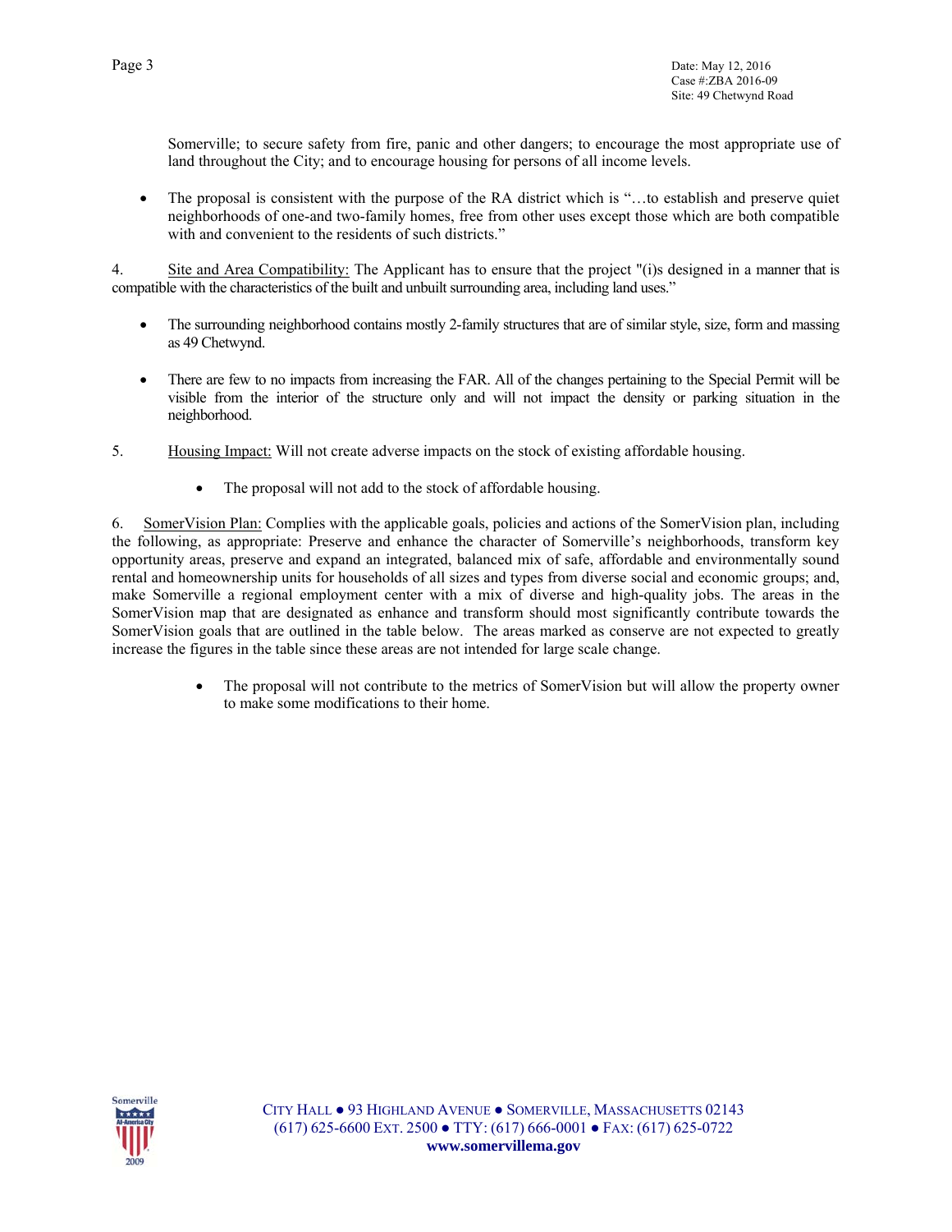Somerville; to secure safety from fire, panic and other dangers; to encourage the most appropriate use of land throughout the City; and to encourage housing for persons of all income levels.

- The proposal is consistent with the purpose of the RA district which is "…to establish and preserve quiet neighborhoods of one-and two-family homes, free from other uses except those which are both compatible with and convenient to the residents of such districts."

4. Site and Area Compatibility: The Applicant has to ensure that the project "(i)s designed in a manner that is compatible with the characteristics of the built and unbuilt surrounding area, including land uses."

- The surrounding neighborhood contains mostly 2-family structures that are of similar style, size, form and massing as 49 Chetwynd.

- There are few to no impacts from increasing the FAR. All of the changes pertaining to the Special Permit will be visible from the interior of the structure only and will not impact the density or parking situation in the neighborhood.

5. Housing Impact: Will not create adverse impacts on the stock of existing affordable housing.

  - The proposal will not add to the stock of affordable housing.

6. SomerVision Plan: Complies with the applicable goals, policies and actions of the SomerVision plan, including the following, as appropriate: Preserve and enhance the character of Somerville's neighborhoods, transform key opportunity areas, preserve and expand an integrated, balanced mix of safe, affordable and environmentally sound rental and homeownership units for households of all sizes and types from diverse social and economic groups; and, make Somerville a regional employment center with a mix of diverse and high-quality jobs. The areas in the SomerVision map that are designated as enhance and transform should most significantly contribute towards the SomerVision goals that are outlined in the table below. The areas marked as conserve are not expected to greatly increase the figures in the table since these areas are not intended for large scale change.

  - The proposal will not contribute to the metrics of SomerVision but will allow the property owner to make some modifications to their home.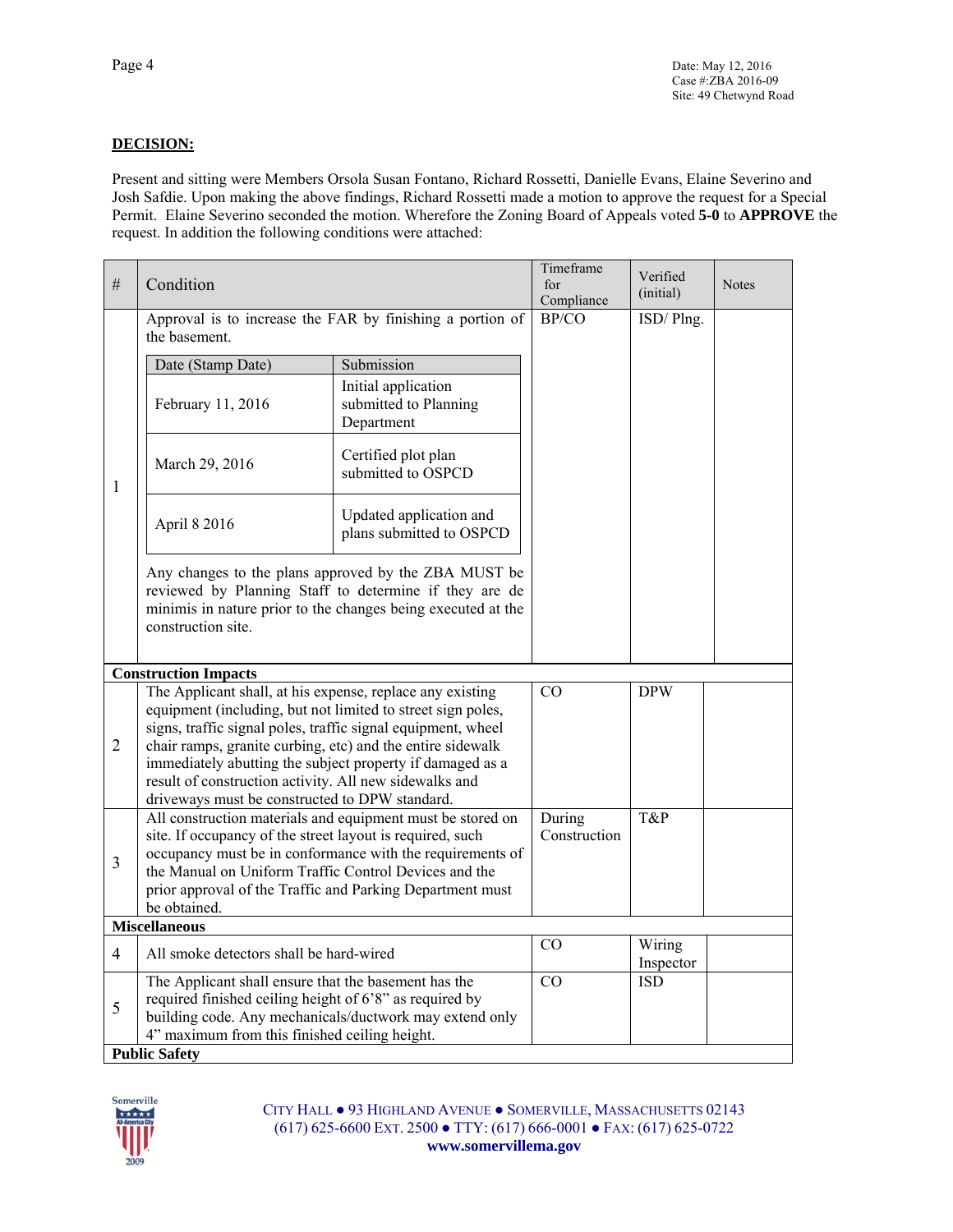## DECISION:

Present and sitting were Members Orsola Susan Fontano, Richard Rossetti, Danielle Evans, Elaine Severino and Josh Safdie. Upon making the above findings, Richard Rossetti made a motion to approve the request for a Special Permit. Elaine Severino seconded the motion. Wherefore the Zoning Board of Appeals voted **5-0** to **APPROVE** the request. In addition the following conditions were attached:

| # | Condition | Timeframe for Compliance | Verified (initial) | Notes |
|---|---|---|---|---|
| 1 | Approval is to increase the FAR by finishing a portion of the basement.<br><br>Date (Stamp Date) / Submission:<br>February 11, 2016 — Initial application submitted to Planning Department<br>March 29, 2016 — Certified plot plan submitted to OSPCD<br>April 8 2016 — Updated application and plans submitted to OSPCD<br><br>Any changes to the plans approved by the ZBA MUST be reviewed by Planning Staff to determine if they are de minimis in nature prior to the changes being executed at the construction site. | BP/CO | ISD/ Plng. | |
| **Construction Impacts** | | | | |
| 2 | The Applicant shall, at his expense, replace any existing equipment (including, but not limited to street sign poles, signs, traffic signal poles, traffic signal equipment, wheel chair ramps, granite curbing, etc) and the entire sidewalk immediately abutting the subject property if damaged as a result of construction activity. All new sidewalks and driveways must be constructed to DPW standard. | CO | DPW | |
| 3 | All construction materials and equipment must be stored on site. If occupancy of the street layout is required, such occupancy must be in conformance with the requirements of the Manual on Uniform Traffic Control Devices and the prior approval of the Traffic and Parking Department must be obtained. | During Construction | T&P | |
| **Miscellaneous** | | | | |
| 4 | All smoke detectors shall be hard-wired | CO | Wiring Inspector | |
| 5 | The Applicant shall ensure that the basement has the required finished ceiling height of 6'8" as required by building code. Any mechanicals/ductwork may extend only 4" maximum from this finished ceiling height. | CO | ISD | |
| **Public Safety** | | | | |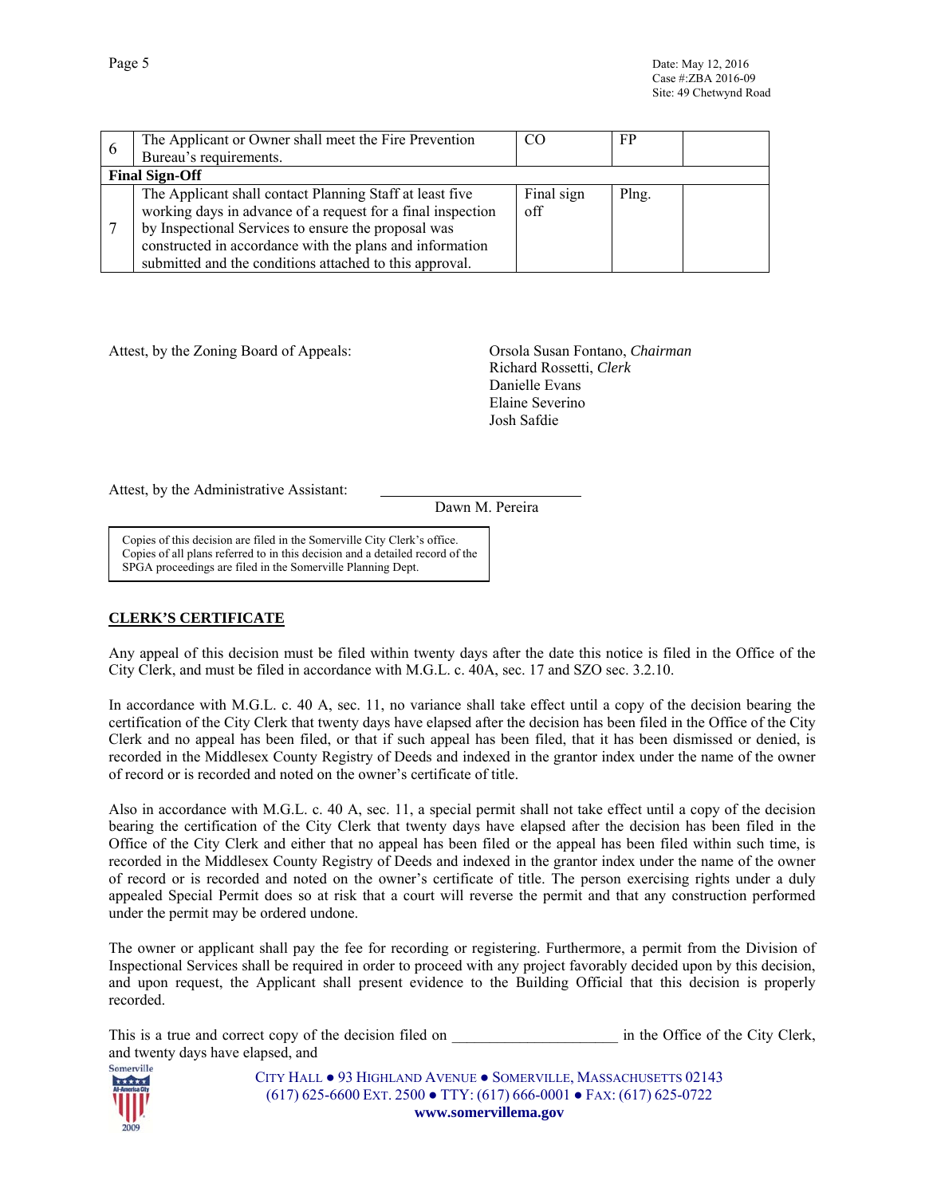| 6 | The Applicant or Owner shall meet the Fire Prevention Bureau's requirements. | CO | FP | |
|---|---|---|---|---|
| **Final Sign-Off** | | | | |
| 7 | The Applicant shall contact Planning Staff at least five working days in advance of a request for a final inspection by Inspectional Services to ensure the proposal was constructed in accordance with the plans and information submitted and the conditions attached to this approval. | Final sign off | Plng. | |

Attest, by the Zoning Board of Appeals:

Orsola Susan Fontano, *Chairman*
Richard Rossetti, *Clerk*
Danielle Evans
Elaine Severino
Josh Safdie

Attest, by the Administrative Assistant: ___________________________
Dawn M. Pereira

Copies of this decision are filed in the Somerville City Clerk's office.
Copies of all plans referred to in this decision and a detailed record of the SPGA proceedings are filed in the Somerville Planning Dept.

**CLERK'S CERTIFICATE**

Any appeal of this decision must be filed within twenty days after the date this notice is filed in the Office of the City Clerk, and must be filed in accordance with M.G.L. c. 40A, sec. 17 and SZO sec. 3.2.10.

In accordance with M.G.L. c. 40 A, sec. 11, no variance shall take effect until a copy of the decision bearing the certification of the City Clerk that twenty days have elapsed after the decision has been filed in the Office of the City Clerk and no appeal has been filed, or that if such appeal has been filed, that it has been dismissed or denied, is recorded in the Middlesex County Registry of Deeds and indexed in the grantor index under the name of the owner of record or is recorded and noted on the owner's certificate of title.

Also in accordance with M.G.L. c. 40 A, sec. 11, a special permit shall not take effect until a copy of the decision bearing the certification of the City Clerk that twenty days have elapsed after the decision has been filed in the Office of the City Clerk and either that no appeal has been filed or the appeal has been filed within such time, is recorded in the Middlesex County Registry of Deeds and indexed in the grantor index under the name of the owner of record or is recorded and noted on the owner's certificate of title. The person exercising rights under a duly appealed Special Permit does so at risk that a court will reverse the permit and that any construction performed under the permit may be ordered undone.

The owner or applicant shall pay the fee for recording or registering. Furthermore, a permit from the Division of Inspectional Services shall be required in order to proceed with any project favorably decided upon by this decision, and upon request, the Applicant shall present evidence to the Building Official that this decision is properly recorded.

This is a true and correct copy of the decision filed on _____________________ in the Office of the City Clerk, and twenty days have elapsed, and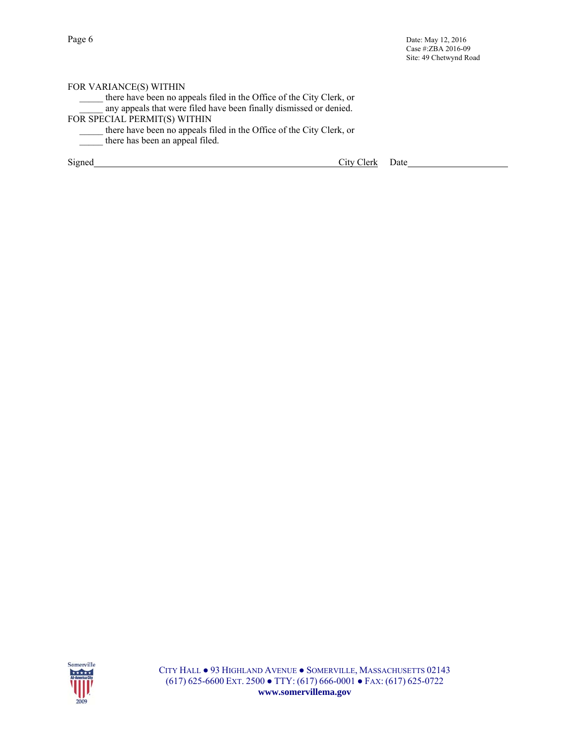FOR VARIANCE(S) WITHIN

_____ there have been no appeals filed in the Office of the City Clerk, or

_____ any appeals that were filed have been finally dismissed or denied.

FOR SPECIAL PERMIT(S) WITHIN

_____ there have been no appeals filed in the Office of the City Clerk, or

_____ there has been an appeal filed.

Signed_________________________________________________ City Clerk Date____________________